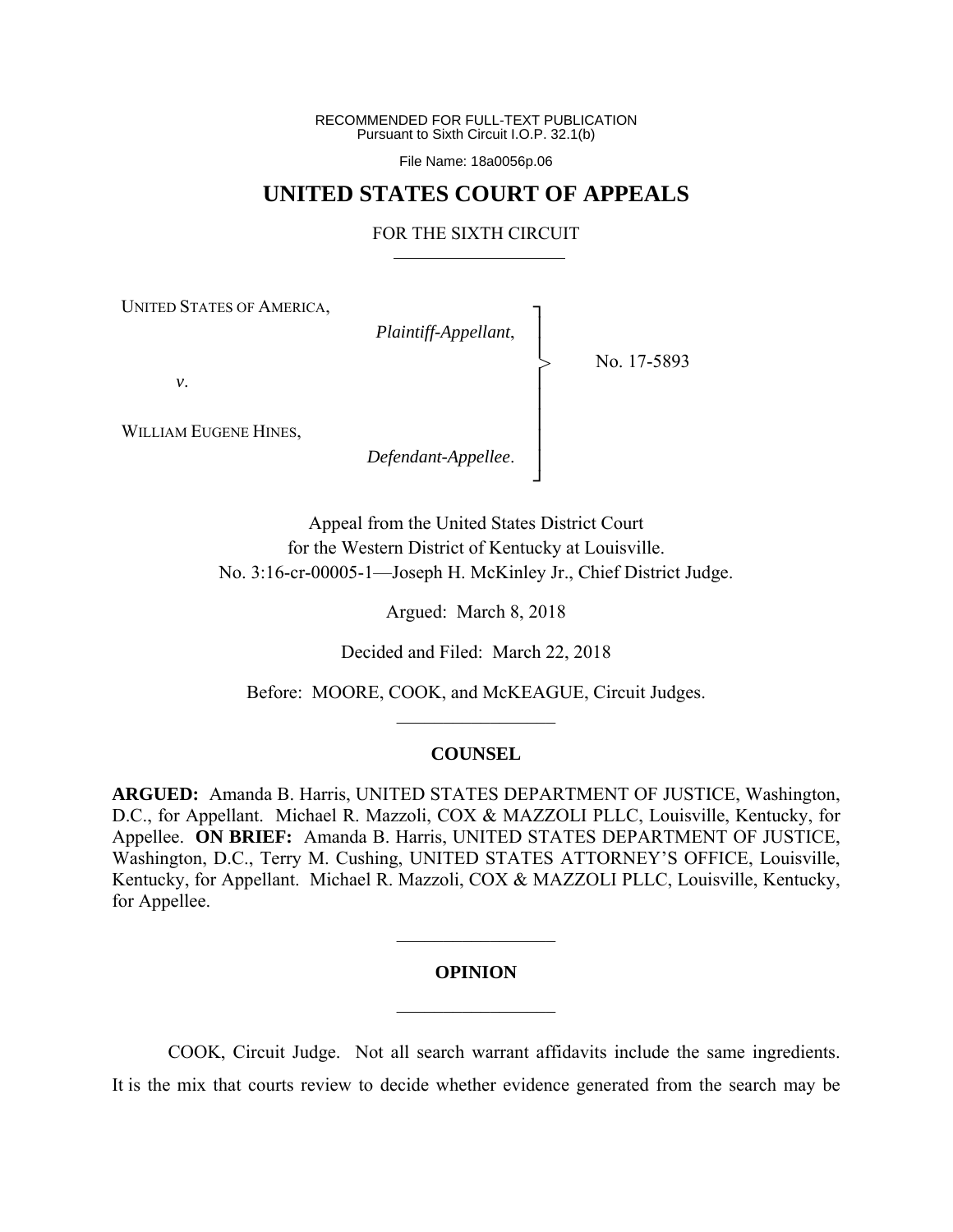RECOMMENDED FOR FULL-TEXT PUBLICATION
Pursuant to Sixth Circuit I.O.P. 32.1(b)

File Name: 18a0056p.06

# UNITED STATES COURT OF APPEALS

FOR THE SIXTH CIRCUIT

UNITED STATES OF AMERICA,
*Plaintiff-Appellant*,

*v*.

WILLIAM EUGENE HINES,
*Defendant-Appellee*.

No. 17-5893

Appeal from the United States District Court
for the Western District of Kentucky at Louisville.
No. 3:16-cr-00005-1—Joseph H. McKinley Jr., Chief District Judge.

Argued: March 8, 2018

Decided and Filed: March 22, 2018

Before: MOORE, COOK, and McKEAGUE, Circuit Judges.

## COUNSEL

**ARGUED:** Amanda B. Harris, UNITED STATES DEPARTMENT OF JUSTICE, Washington, D.C., for Appellant. Michael R. Mazzoli, COX & MAZZOLI PLLC, Louisville, Kentucky, for Appellee. **ON BRIEF:** Amanda B. Harris, UNITED STATES DEPARTMENT OF JUSTICE, Washington, D.C., Terry M. Cushing, UNITED STATES ATTORNEY'S OFFICE, Louisville, Kentucky, for Appellant. Michael R. Mazzoli, COX & MAZZOLI PLLC, Louisville, Kentucky, for Appellee.

## OPINION

COOK, Circuit Judge. Not all search warrant affidavits include the same ingredients. It is the mix that courts review to decide whether evidence generated from the search may be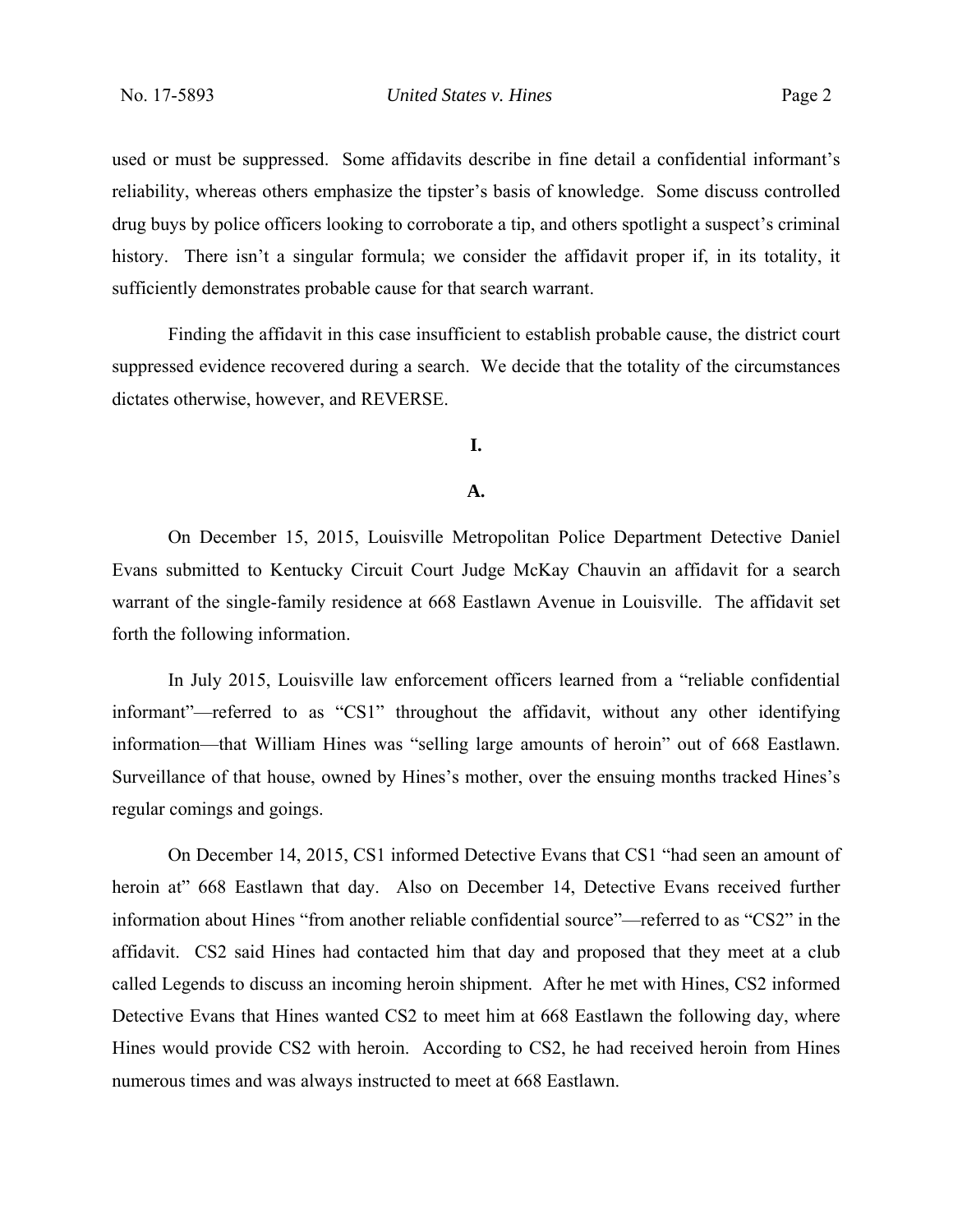used or must be suppressed. Some affidavits describe in fine detail a confidential informant's reliability, whereas others emphasize the tipster's basis of knowledge. Some discuss controlled drug buys by police officers looking to corroborate a tip, and others spotlight a suspect's criminal history. There isn't a singular formula; we consider the affidavit proper if, in its totality, it sufficiently demonstrates probable cause for that search warrant.

Finding the affidavit in this case insufficient to establish probable cause, the district court suppressed evidence recovered during a search. We decide that the totality of the circumstances dictates otherwise, however, and REVERSE.

## I.

### A.

On December 15, 2015, Louisville Metropolitan Police Department Detective Daniel Evans submitted to Kentucky Circuit Court Judge McKay Chauvin an affidavit for a search warrant of the single-family residence at 668 Eastlawn Avenue in Louisville. The affidavit set forth the following information.

In July 2015, Louisville law enforcement officers learned from a "reliable confidential informant"—referred to as "CS1" throughout the affidavit, without any other identifying information—that William Hines was "selling large amounts of heroin" out of 668 Eastlawn. Surveillance of that house, owned by Hines's mother, over the ensuing months tracked Hines's regular comings and goings.

On December 14, 2015, CS1 informed Detective Evans that CS1 "had seen an amount of heroin at" 668 Eastlawn that day. Also on December 14, Detective Evans received further information about Hines "from another reliable confidential source"—referred to as "CS2" in the affidavit. CS2 said Hines had contacted him that day and proposed that they meet at a club called Legends to discuss an incoming heroin shipment. After he met with Hines, CS2 informed Detective Evans that Hines wanted CS2 to meet him at 668 Eastlawn the following day, where Hines would provide CS2 with heroin. According to CS2, he had received heroin from Hines numerous times and was always instructed to meet at 668 Eastlawn.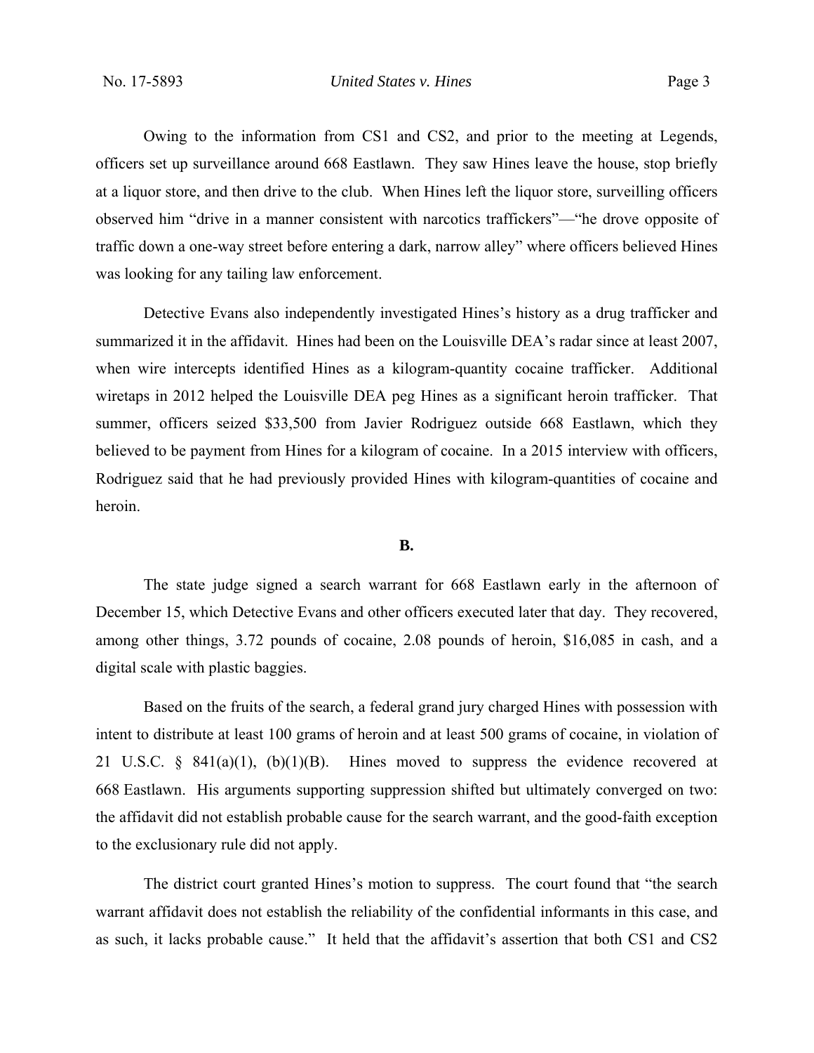Owing to the information from CS1 and CS2, and prior to the meeting at Legends, officers set up surveillance around 668 Eastlawn. They saw Hines leave the house, stop briefly at a liquor store, and then drive to the club. When Hines left the liquor store, surveilling officers observed him "drive in a manner consistent with narcotics traffickers"—"he drove opposite of traffic down a one-way street before entering a dark, narrow alley" where officers believed Hines was looking for any tailing law enforcement.

Detective Evans also independently investigated Hines's history as a drug trafficker and summarized it in the affidavit. Hines had been on the Louisville DEA's radar since at least 2007, when wire intercepts identified Hines as a kilogram-quantity cocaine trafficker. Additional wiretaps in 2012 helped the Louisville DEA peg Hines as a significant heroin trafficker. That summer, officers seized $33,500 from Javier Rodriguez outside 668 Eastlawn, which they believed to be payment from Hines for a kilogram of cocaine. In a 2015 interview with officers, Rodriguez said that he had previously provided Hines with kilogram-quantities of cocaine and heroin.

**B.**

The state judge signed a search warrant for 668 Eastlawn early in the afternoon of December 15, which Detective Evans and other officers executed later that day. They recovered, among other things, 3.72 pounds of cocaine, 2.08 pounds of heroin, $16,085 in cash, and a digital scale with plastic baggies.

Based on the fruits of the search, a federal grand jury charged Hines with possession with intent to distribute at least 100 grams of heroin and at least 500 grams of cocaine, in violation of 21 U.S.C. § 841(a)(1), (b)(1)(B). Hines moved to suppress the evidence recovered at 668 Eastlawn. His arguments supporting suppression shifted but ultimately converged on two: the affidavit did not establish probable cause for the search warrant, and the good-faith exception to the exclusionary rule did not apply.

The district court granted Hines's motion to suppress. The court found that "the search warrant affidavit does not establish the reliability of the confidential informants in this case, and as such, it lacks probable cause." It held that the affidavit's assertion that both CS1 and CS2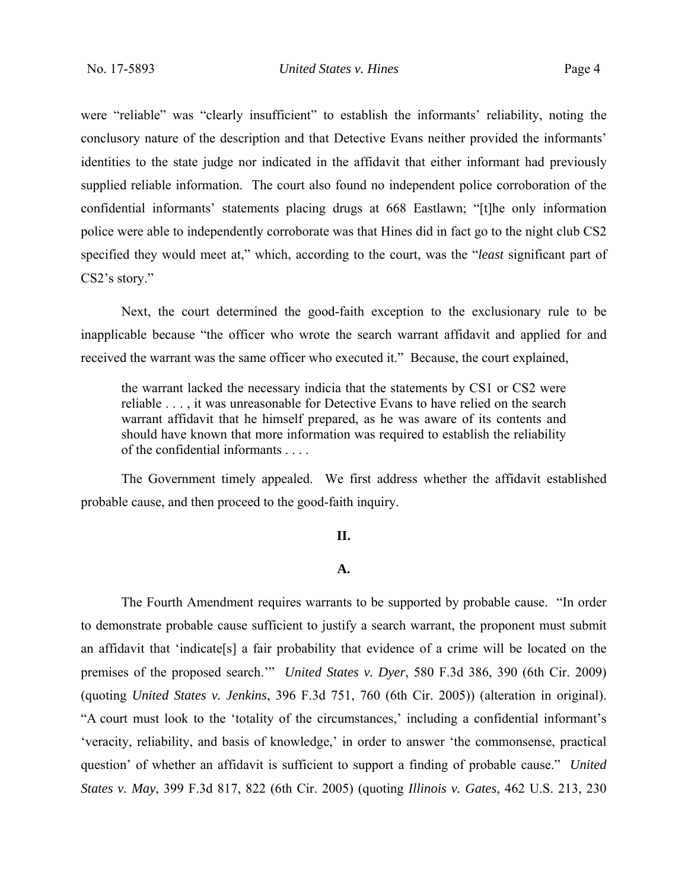were "reliable" was "clearly insufficient" to establish the informants' reliability, noting the conclusory nature of the description and that Detective Evans neither provided the informants' identities to the state judge nor indicated in the affidavit that either informant had previously supplied reliable information. The court also found no independent police corroboration of the confidential informants' statements placing drugs at 668 Eastlawn; "[t]he only information police were able to independently corroborate was that Hines did in fact go to the night club CS2 specified they would meet at," which, according to the court, was the "*least* significant part of CS2's story."

Next, the court determined the good-faith exception to the exclusionary rule to be inapplicable because "the officer who wrote the search warrant affidavit and applied for and received the warrant was the same officer who executed it." Because, the court explained,

> the warrant lacked the necessary indicia that the statements by CS1 or CS2 were reliable . . . , it was unreasonable for Detective Evans to have relied on the search warrant affidavit that he himself prepared, as he was aware of its contents and should have known that more information was required to establish the reliability of the confidential informants . . . .

The Government timely appealed. We first address whether the affidavit established probable cause, and then proceed to the good-faith inquiry.

## II.

### A.

The Fourth Amendment requires warrants to be supported by probable cause. "In order to demonstrate probable cause sufficient to justify a search warrant, the proponent must submit an affidavit that 'indicate[s] a fair probability that evidence of a crime will be located on the premises of the proposed search.'" *United States v. Dyer*, 580 F.3d 386, 390 (6th Cir. 2009) (quoting *United States v. Jenkins*, 396 F.3d 751, 760 (6th Cir. 2005)) (alteration in original). "A court must look to the 'totality of the circumstances,' including a confidential informant's 'veracity, reliability, and basis of knowledge,' in order to answer 'the commonsense, practical question' of whether an affidavit is sufficient to support a finding of probable cause." *United States v. May*, 399 F.3d 817, 822 (6th Cir. 2005) (quoting *Illinois v. Gates*, 462 U.S. 213, 230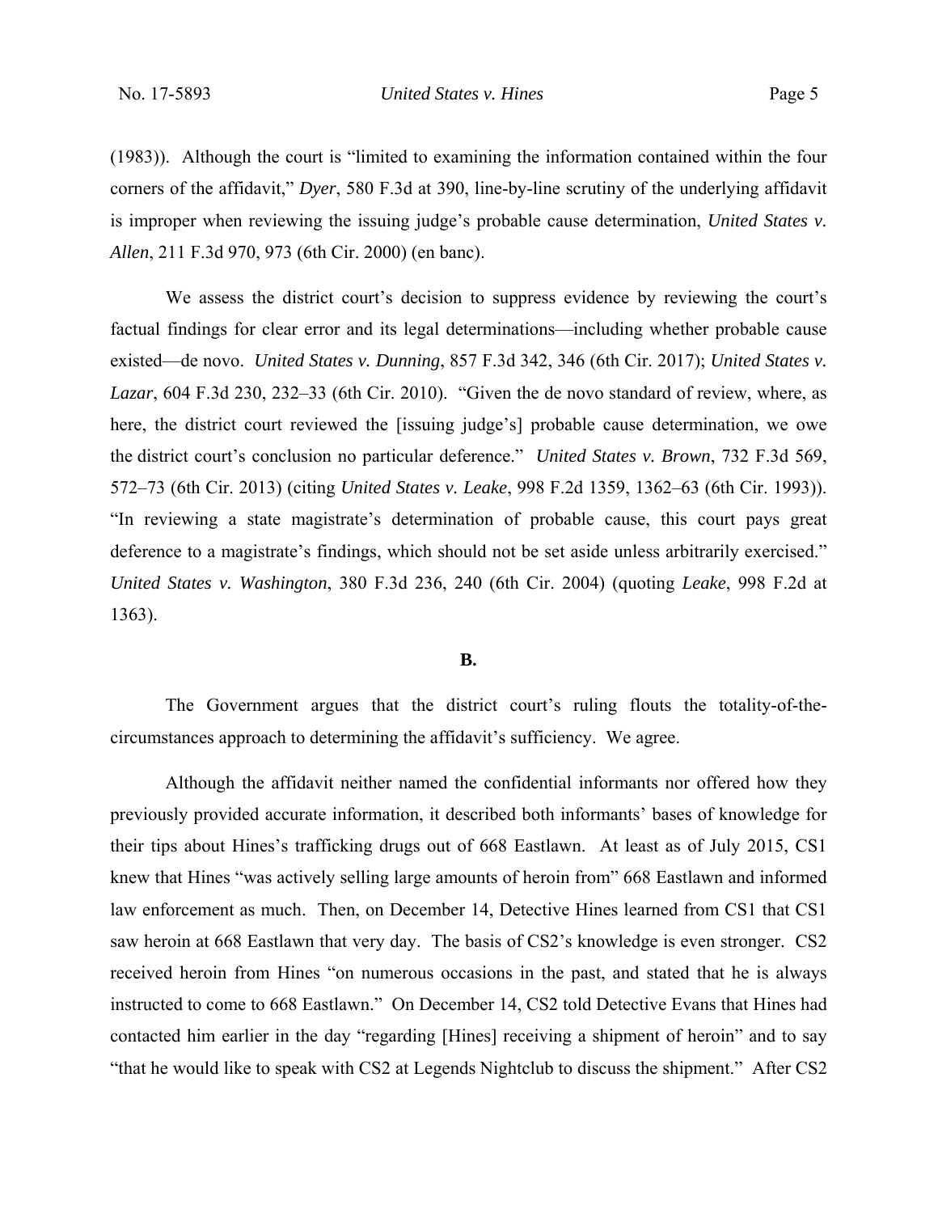(1983)). Although the court is "limited to examining the information contained within the four corners of the affidavit," *Dyer*, 580 F.3d at 390, line-by-line scrutiny of the underlying affidavit is improper when reviewing the issuing judge's probable cause determination, *United States v. Allen*, 211 F.3d 970, 973 (6th Cir. 2000) (en banc).

We assess the district court's decision to suppress evidence by reviewing the court's factual findings for clear error and its legal determinations—including whether probable cause existed—de novo. *United States v. Dunning*, 857 F.3d 342, 346 (6th Cir. 2017); *United States v. Lazar*, 604 F.3d 230, 232–33 (6th Cir. 2010). "Given the de novo standard of review, where, as here, the district court reviewed the [issuing judge's] probable cause determination, we owe the district court's conclusion no particular deference." *United States v. Brown*, 732 F.3d 569, 572–73 (6th Cir. 2013) (citing *United States v. Leake*, 998 F.2d 1359, 1362–63 (6th Cir. 1993)). "In reviewing a state magistrate's determination of probable cause, this court pays great deference to a magistrate's findings, which should not be set aside unless arbitrarily exercised." *United States v. Washington*, 380 F.3d 236, 240 (6th Cir. 2004) (quoting *Leake*, 998 F.2d at 1363).

### B.

The Government argues that the district court's ruling flouts the totality-of-the-circumstances approach to determining the affidavit's sufficiency. We agree.

Although the affidavit neither named the confidential informants nor offered how they previously provided accurate information, it described both informants' bases of knowledge for their tips about Hines's trafficking drugs out of 668 Eastlawn. At least as of July 2015, CS1 knew that Hines "was actively selling large amounts of heroin from" 668 Eastlawn and informed law enforcement as much. Then, on December 14, Detective Hines learned from CS1 that CS1 saw heroin at 668 Eastlawn that very day. The basis of CS2's knowledge is even stronger. CS2 received heroin from Hines "on numerous occasions in the past, and stated that he is always instructed to come to 668 Eastlawn." On December 14, CS2 told Detective Evans that Hines had contacted him earlier in the day "regarding [Hines] receiving a shipment of heroin" and to say "that he would like to speak with CS2 at Legends Nightclub to discuss the shipment." After CS2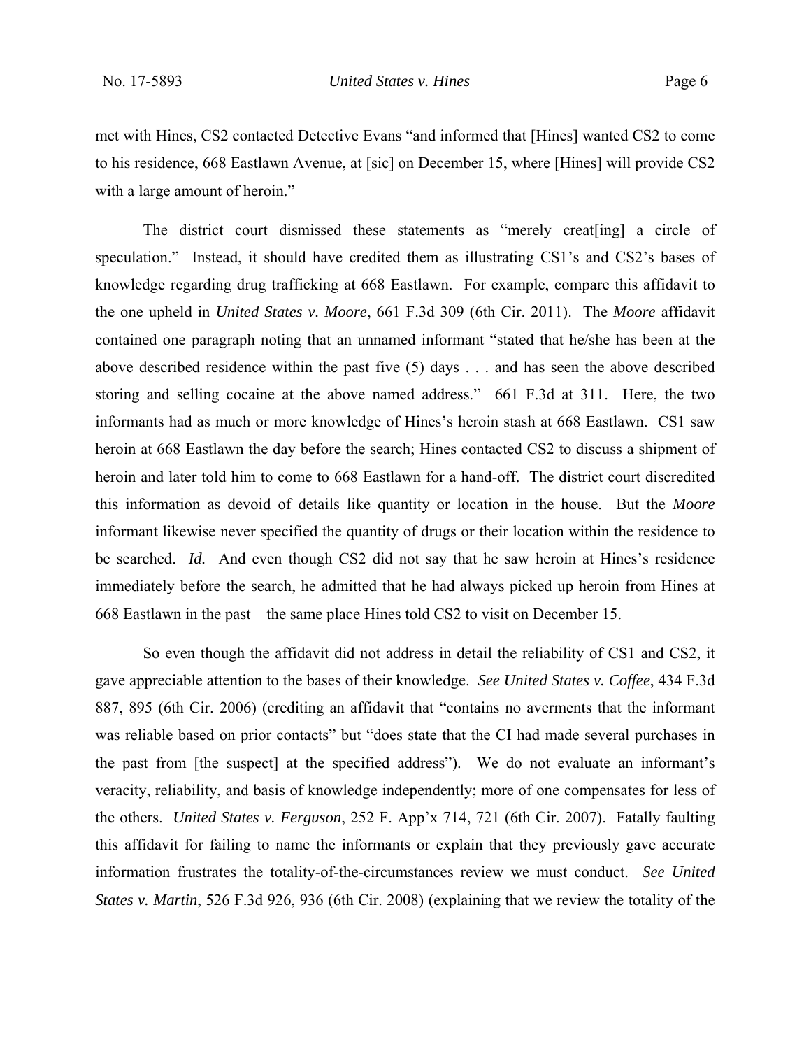met with Hines, CS2 contacted Detective Evans "and informed that [Hines] wanted CS2 to come to his residence, 668 Eastlawn Avenue, at [sic] on December 15, where [Hines] will provide CS2 with a large amount of heroin."

The district court dismissed these statements as "merely creat[ing] a circle of speculation." Instead, it should have credited them as illustrating CS1's and CS2's bases of knowledge regarding drug trafficking at 668 Eastlawn. For example, compare this affidavit to the one upheld in *United States v. Moore*, 661 F.3d 309 (6th Cir. 2011). The *Moore* affidavit contained one paragraph noting that an unnamed informant "stated that he/she has been at the above described residence within the past five (5) days . . . and has seen the above described storing and selling cocaine at the above named address." 661 F.3d at 311. Here, the two informants had as much or more knowledge of Hines's heroin stash at 668 Eastlawn. CS1 saw heroin at 668 Eastlawn the day before the search; Hines contacted CS2 to discuss a shipment of heroin and later told him to come to 668 Eastlawn for a hand-off. The district court discredited this information as devoid of details like quantity or location in the house. But the *Moore* informant likewise never specified the quantity of drugs or their location within the residence to be searched. *Id.* And even though CS2 did not say that he saw heroin at Hines's residence immediately before the search, he admitted that he had always picked up heroin from Hines at 668 Eastlawn in the past—the same place Hines told CS2 to visit on December 15.

So even though the affidavit did not address in detail the reliability of CS1 and CS2, it gave appreciable attention to the bases of their knowledge. *See United States v. Coffee*, 434 F.3d 887, 895 (6th Cir. 2006) (crediting an affidavit that "contains no averments that the informant was reliable based on prior contacts" but "does state that the CI had made several purchases in the past from [the suspect] at the specified address"). We do not evaluate an informant's veracity, reliability, and basis of knowledge independently; more of one compensates for less of the others. *United States v. Ferguson*, 252 F. App'x 714, 721 (6th Cir. 2007). Fatally faulting this affidavit for failing to name the informants or explain that they previously gave accurate information frustrates the totality-of-the-circumstances review we must conduct. *See United States v. Martin*, 526 F.3d 926, 936 (6th Cir. 2008) (explaining that we review the totality of the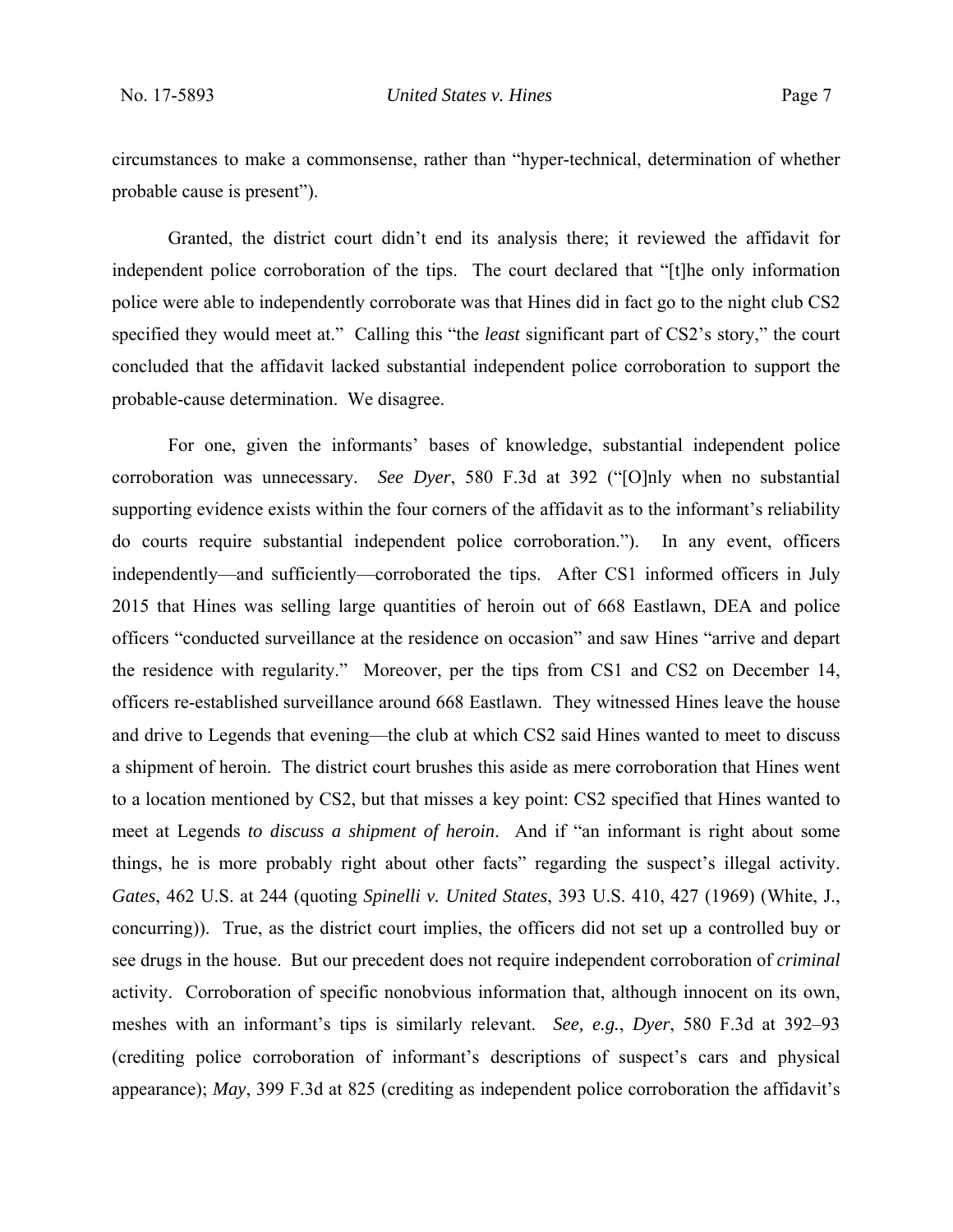circumstances to make a commonsense, rather than "hyper-technical, determination of whether probable cause is present").

Granted, the district court didn't end its analysis there; it reviewed the affidavit for independent police corroboration of the tips. The court declared that "[t]he only information police were able to independently corroborate was that Hines did in fact go to the night club CS2 specified they would meet at." Calling this "the *least* significant part of CS2's story," the court concluded that the affidavit lacked substantial independent police corroboration to support the probable-cause determination. We disagree.

For one, given the informants' bases of knowledge, substantial independent police corroboration was unnecessary. *See Dyer*, 580 F.3d at 392 ("[O]nly when no substantial supporting evidence exists within the four corners of the affidavit as to the informant's reliability do courts require substantial independent police corroboration."). In any event, officers independently—and sufficiently—corroborated the tips. After CS1 informed officers in July 2015 that Hines was selling large quantities of heroin out of 668 Eastlawn, DEA and police officers "conducted surveillance at the residence on occasion" and saw Hines "arrive and depart the residence with regularity." Moreover, per the tips from CS1 and CS2 on December 14, officers re-established surveillance around 668 Eastlawn. They witnessed Hines leave the house and drive to Legends that evening—the club at which CS2 said Hines wanted to meet to discuss a shipment of heroin. The district court brushes this aside as mere corroboration that Hines went to a location mentioned by CS2, but that misses a key point: CS2 specified that Hines wanted to meet at Legends *to discuss a shipment of heroin*. And if "an informant is right about some things, he is more probably right about other facts" regarding the suspect's illegal activity. *Gates*, 462 U.S. at 244 (quoting *Spinelli v. United States*, 393 U.S. 410, 427 (1969) (White, J., concurring)). True, as the district court implies, the officers did not set up a controlled buy or see drugs in the house. But our precedent does not require independent corroboration of *criminal* activity. Corroboration of specific nonobvious information that, although innocent on its own, meshes with an informant's tips is similarly relevant. *See, e.g.*, *Dyer*, 580 F.3d at 392–93 (crediting police corroboration of informant's descriptions of suspect's cars and physical appearance); *May*, 399 F.3d at 825 (crediting as independent police corroboration the affidavit's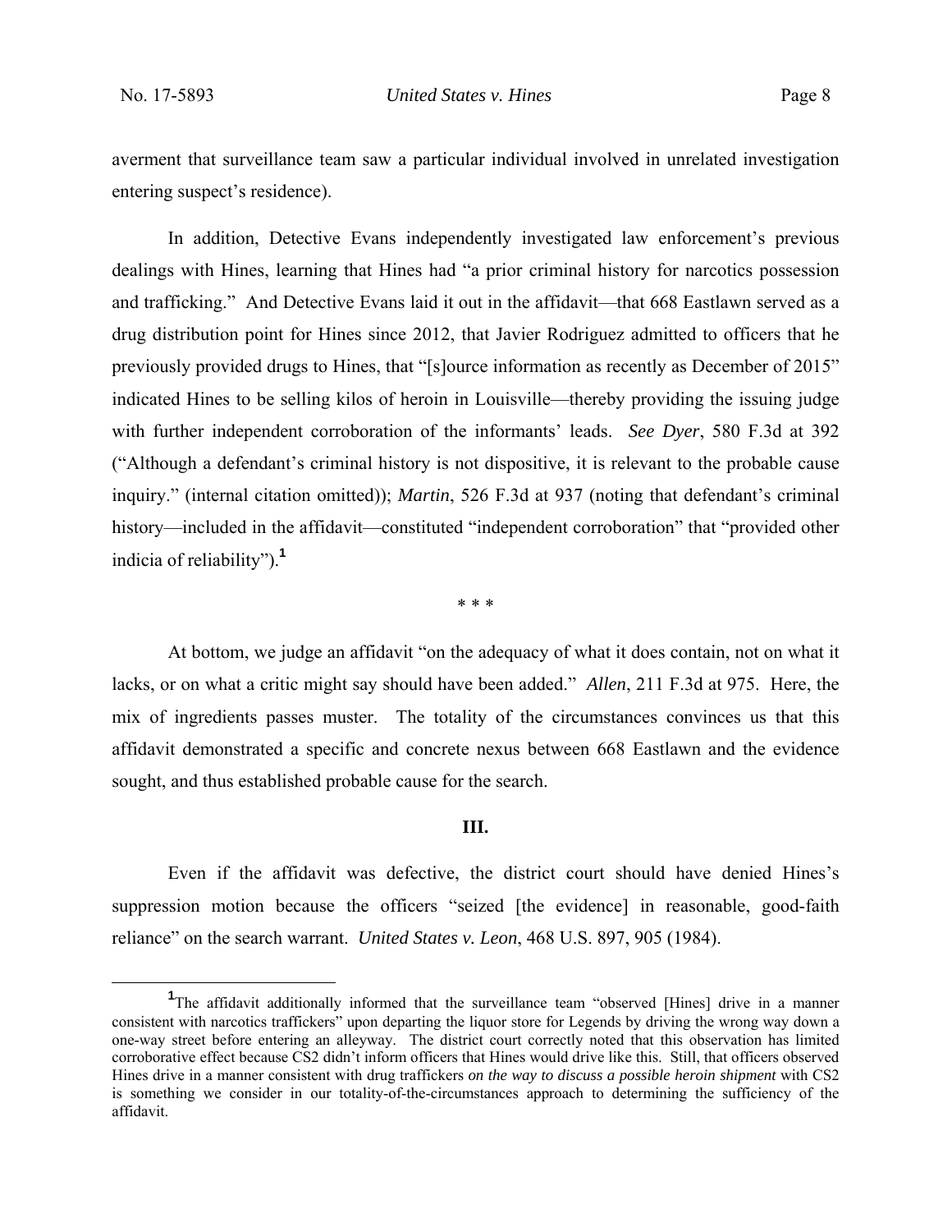averment that surveillance team saw a particular individual involved in unrelated investigation entering suspect's residence).

In addition, Detective Evans independently investigated law enforcement's previous dealings with Hines, learning that Hines had "a prior criminal history for narcotics possession and trafficking." And Detective Evans laid it out in the affidavit—that 668 Eastlawn served as a drug distribution point for Hines since 2012, that Javier Rodriguez admitted to officers that he previously provided drugs to Hines, that "[s]ource information as recently as December of 2015" indicated Hines to be selling kilos of heroin in Louisville—thereby providing the issuing judge with further independent corroboration of the informants' leads. *See Dyer*, 580 F.3d at 392 ("Although a defendant's criminal history is not dispositive, it is relevant to the probable cause inquiry." (internal citation omitted)); *Martin*, 526 F.3d at 937 (noting that defendant's criminal history—included in the affidavit—constituted "independent corroboration" that "provided other indicia of reliability").[1]

\* \* \*

At bottom, we judge an affidavit "on the adequacy of what it does contain, not on what it lacks, or on what a critic might say should have been added." *Allen*, 211 F.3d at 975. Here, the mix of ingredients passes muster. The totality of the circumstances convinces us that this affidavit demonstrated a specific and concrete nexus between 668 Eastlawn and the evidence sought, and thus established probable cause for the search.

### III.

Even if the affidavit was defective, the district court should have denied Hines's suppression motion because the officers "seized [the evidence] in reasonable, good-faith reliance" on the search warrant. *United States v. Leon*, 468 U.S. 897, 905 (1984).

[1] The affidavit additionally informed that the surveillance team "observed [Hines] drive in a manner consistent with narcotics traffickers" upon departing the liquor store for Legends by driving the wrong way down a one-way street before entering an alleyway. The district court correctly noted that this observation has limited corroborative effect because CS2 didn't inform officers that Hines would drive like this. Still, that officers observed Hines drive in a manner consistent with drug traffickers *on the way to discuss a possible heroin shipment* with CS2 is something we consider in our totality-of-the-circumstances approach to determining the sufficiency of the affidavit.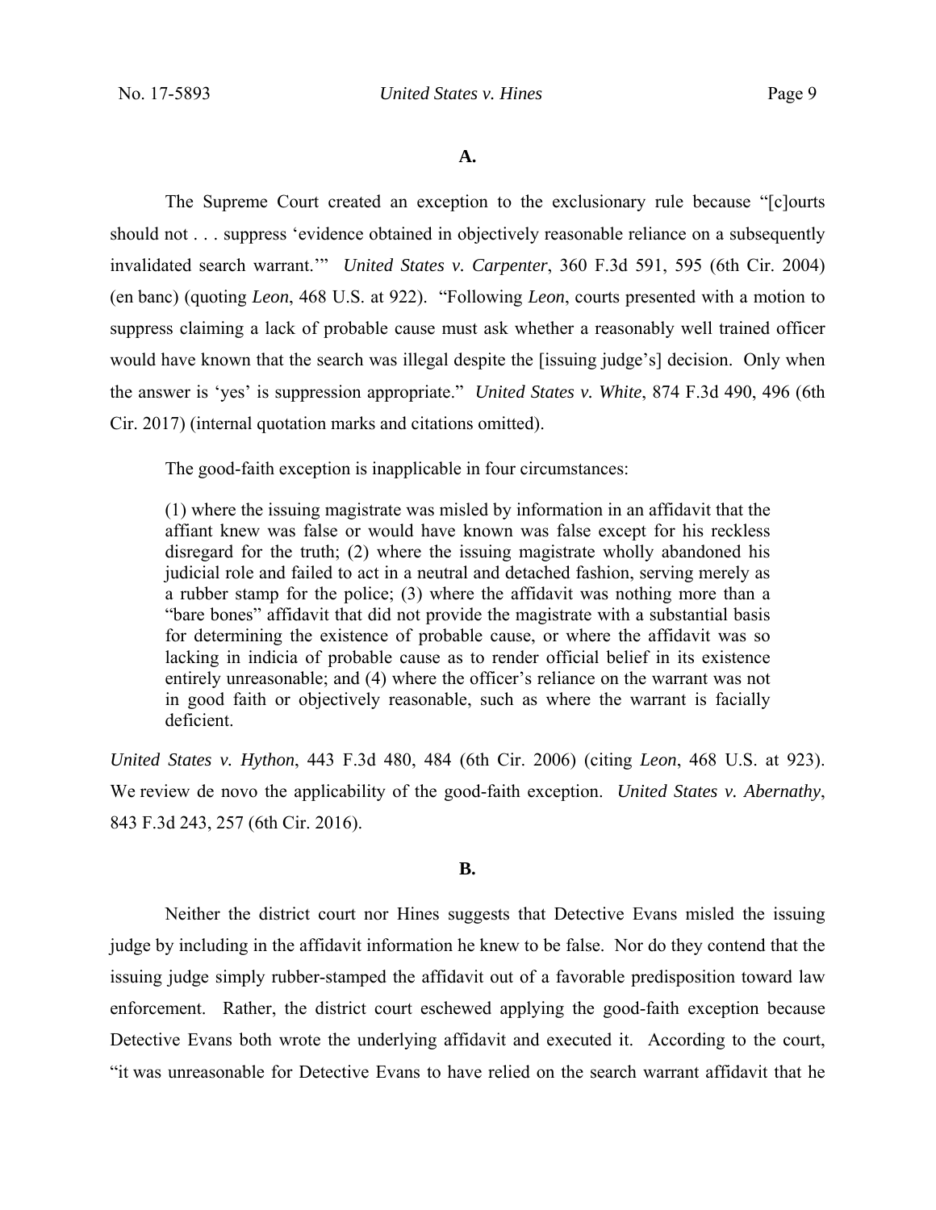**A.**

The Supreme Court created an exception to the exclusionary rule because "[c]ourts should not . . . suppress 'evidence obtained in objectively reasonable reliance on a subsequently invalidated search warrant.'" *United States v. Carpenter*, 360 F.3d 591, 595 (6th Cir. 2004) (en banc) (quoting *Leon*, 468 U.S. at 922). "Following *Leon*, courts presented with a motion to suppress claiming a lack of probable cause must ask whether a reasonably well trained officer would have known that the search was illegal despite the [issuing judge's] decision. Only when the answer is 'yes' is suppression appropriate." *United States v. White*, 874 F.3d 490, 496 (6th Cir. 2017) (internal quotation marks and citations omitted).

The good-faith exception is inapplicable in four circumstances:

> (1) where the issuing magistrate was misled by information in an affidavit that the affiant knew was false or would have known was false except for his reckless disregard for the truth; (2) where the issuing magistrate wholly abandoned his judicial role and failed to act in a neutral and detached fashion, serving merely as a rubber stamp for the police; (3) where the affidavit was nothing more than a "bare bones" affidavit that did not provide the magistrate with a substantial basis for determining the existence of probable cause, or where the affidavit was so lacking in indicia of probable cause as to render official belief in its existence entirely unreasonable; and (4) where the officer's reliance on the warrant was not in good faith or objectively reasonable, such as where the warrant is facially deficient.

*United States v. Hython*, 443 F.3d 480, 484 (6th Cir. 2006) (citing *Leon*, 468 U.S. at 923). We review de novo the applicability of the good-faith exception. *United States v. Abernathy*, 843 F.3d 243, 257 (6th Cir. 2016).

**B.**

Neither the district court nor Hines suggests that Detective Evans misled the issuing judge by including in the affidavit information he knew to be false. Nor do they contend that the issuing judge simply rubber-stamped the affidavit out of a favorable predisposition toward law enforcement. Rather, the district court eschewed applying the good-faith exception because Detective Evans both wrote the underlying affidavit and executed it. According to the court, "it was unreasonable for Detective Evans to have relied on the search warrant affidavit that he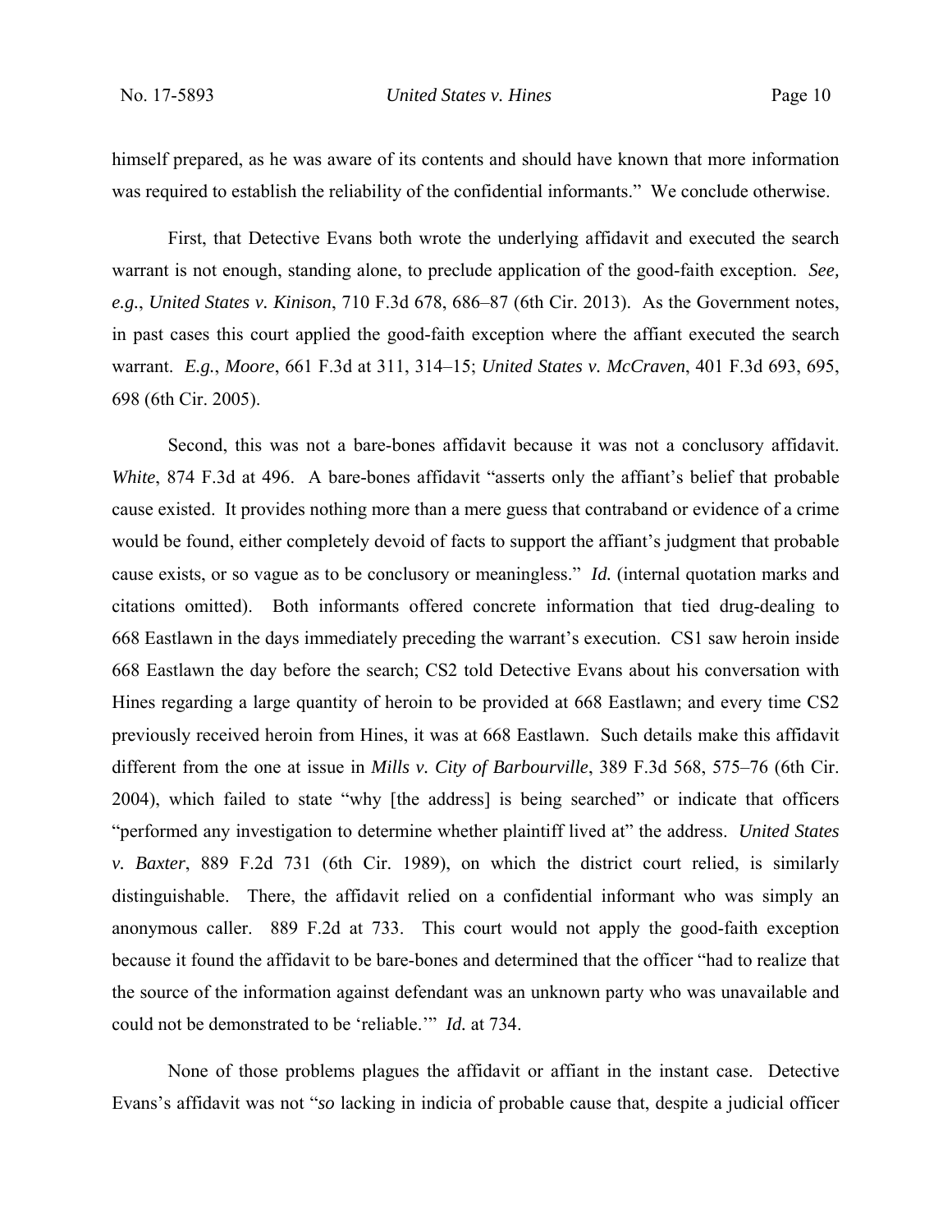himself prepared, as he was aware of its contents and should have known that more information was required to establish the reliability of the confidential informants." We conclude otherwise.

First, that Detective Evans both wrote the underlying affidavit and executed the search warrant is not enough, standing alone, to preclude application of the good-faith exception. *See, e.g.*, *United States v. Kinison*, 710 F.3d 678, 686–87 (6th Cir. 2013). As the Government notes, in past cases this court applied the good-faith exception where the affiant executed the search warrant. *E.g.*, *Moore*, 661 F.3d at 311, 314–15; *United States v. McCraven*, 401 F.3d 693, 695, 698 (6th Cir. 2005).

Second, this was not a bare-bones affidavit because it was not a conclusory affidavit. *White*, 874 F.3d at 496. A bare-bones affidavit "asserts only the affiant's belief that probable cause existed. It provides nothing more than a mere guess that contraband or evidence of a crime would be found, either completely devoid of facts to support the affiant's judgment that probable cause exists, or so vague as to be conclusory or meaningless." *Id.* (internal quotation marks and citations omitted). Both informants offered concrete information that tied drug-dealing to 668 Eastlawn in the days immediately preceding the warrant's execution. CS1 saw heroin inside 668 Eastlawn the day before the search; CS2 told Detective Evans about his conversation with Hines regarding a large quantity of heroin to be provided at 668 Eastlawn; and every time CS2 previously received heroin from Hines, it was at 668 Eastlawn. Such details make this affidavit different from the one at issue in *Mills v. City of Barbourville*, 389 F.3d 568, 575–76 (6th Cir. 2004), which failed to state "why [the address] is being searched" or indicate that officers "performed any investigation to determine whether plaintiff lived at" the address. *United States v. Baxter*, 889 F.2d 731 (6th Cir. 1989), on which the district court relied, is similarly distinguishable. There, the affidavit relied on a confidential informant who was simply an anonymous caller. 889 F.2d at 733. This court would not apply the good-faith exception because it found the affidavit to be bare-bones and determined that the officer "had to realize that the source of the information against defendant was an unknown party who was unavailable and could not be demonstrated to be 'reliable.'" *Id.* at 734.

None of those problems plagues the affidavit or affiant in the instant case. Detective Evans's affidavit was not "*so* lacking in indicia of probable cause that, despite a judicial officer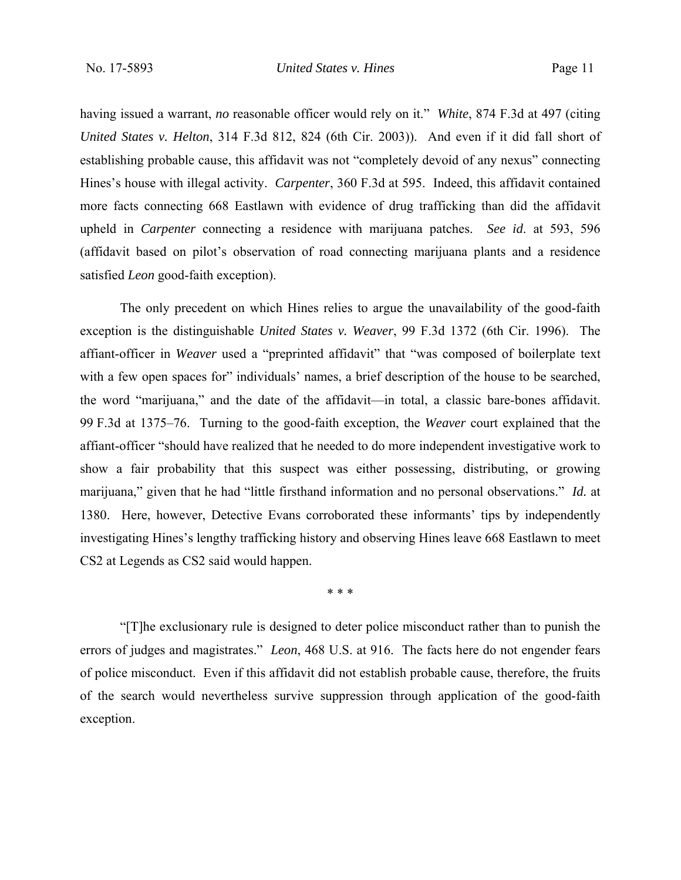having issued a warrant, *no* reasonable officer would rely on it." *White*, 874 F.3d at 497 (citing *United States v. Helton*, 314 F.3d 812, 824 (6th Cir. 2003)). And even if it did fall short of establishing probable cause, this affidavit was not "completely devoid of any nexus" connecting Hines's house with illegal activity. *Carpenter*, 360 F.3d at 595. Indeed, this affidavit contained more facts connecting 668 Eastlawn with evidence of drug trafficking than did the affidavit upheld in *Carpenter* connecting a residence with marijuana patches. *See id.* at 593, 596 (affidavit based on pilot's observation of road connecting marijuana plants and a residence satisfied *Leon* good-faith exception).

The only precedent on which Hines relies to argue the unavailability of the good-faith exception is the distinguishable *United States v. Weaver*, 99 F.3d 1372 (6th Cir. 1996). The affiant-officer in *Weaver* used a "preprinted affidavit" that "was composed of boilerplate text with a few open spaces for" individuals' names, a brief description of the house to be searched, the word "marijuana," and the date of the affidavit—in total, a classic bare-bones affidavit. 99 F.3d at 1375–76. Turning to the good-faith exception, the *Weaver* court explained that the affiant-officer "should have realized that he needed to do more independent investigative work to show a fair probability that this suspect was either possessing, distributing, or growing marijuana," given that he had "little firsthand information and no personal observations." *Id.* at 1380. Here, however, Detective Evans corroborated these informants' tips by independently investigating Hines's lengthy trafficking history and observing Hines leave 668 Eastlawn to meet CS2 at Legends as CS2 said would happen.

\* \* \*

"[T]he exclusionary rule is designed to deter police misconduct rather than to punish the errors of judges and magistrates." *Leon*, 468 U.S. at 916. The facts here do not engender fears of police misconduct. Even if this affidavit did not establish probable cause, therefore, the fruits of the search would nevertheless survive suppression through application of the good-faith exception.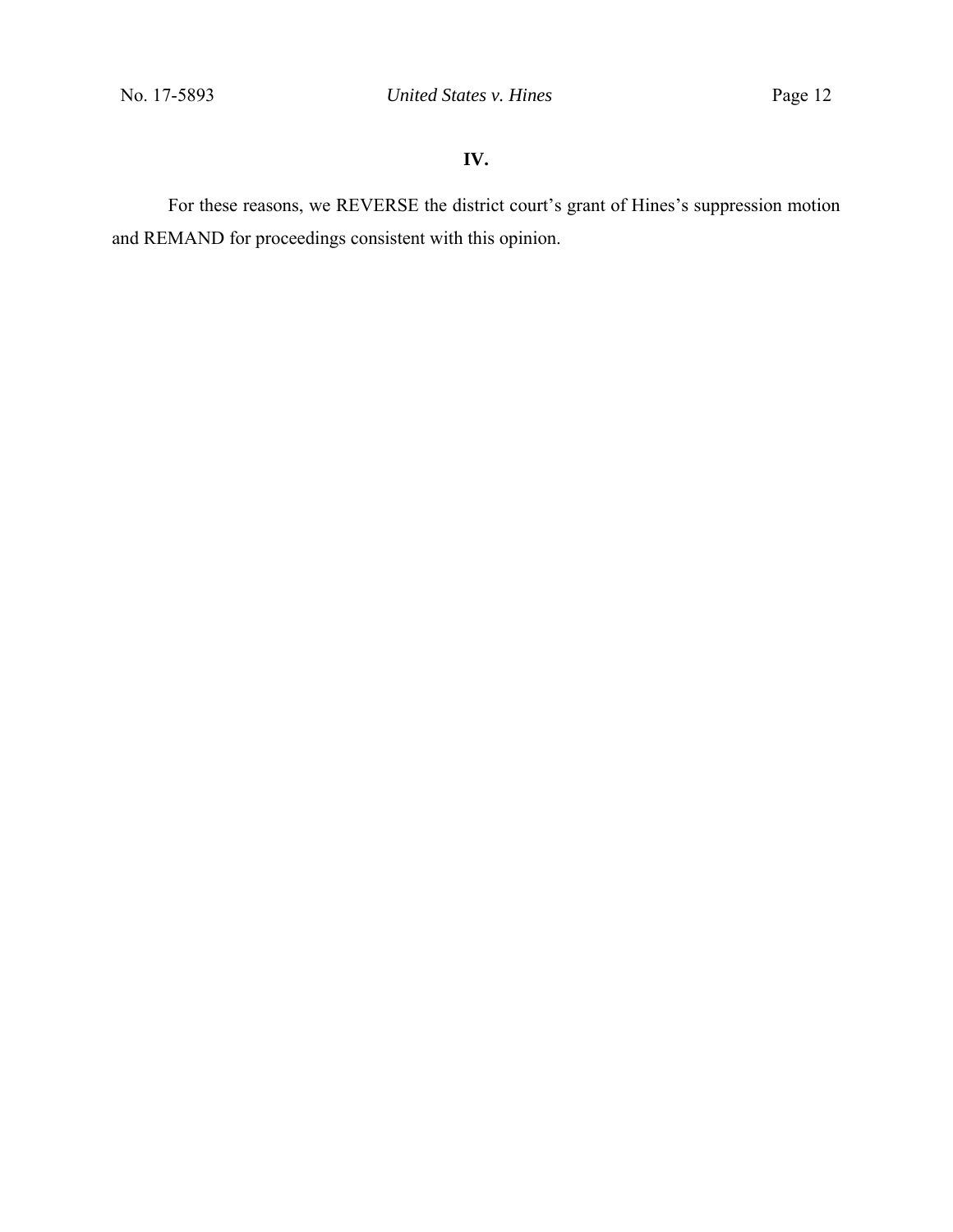## IV.

For these reasons, we REVERSE the district court's grant of Hines's suppression motion and REMAND for proceedings consistent with this opinion.